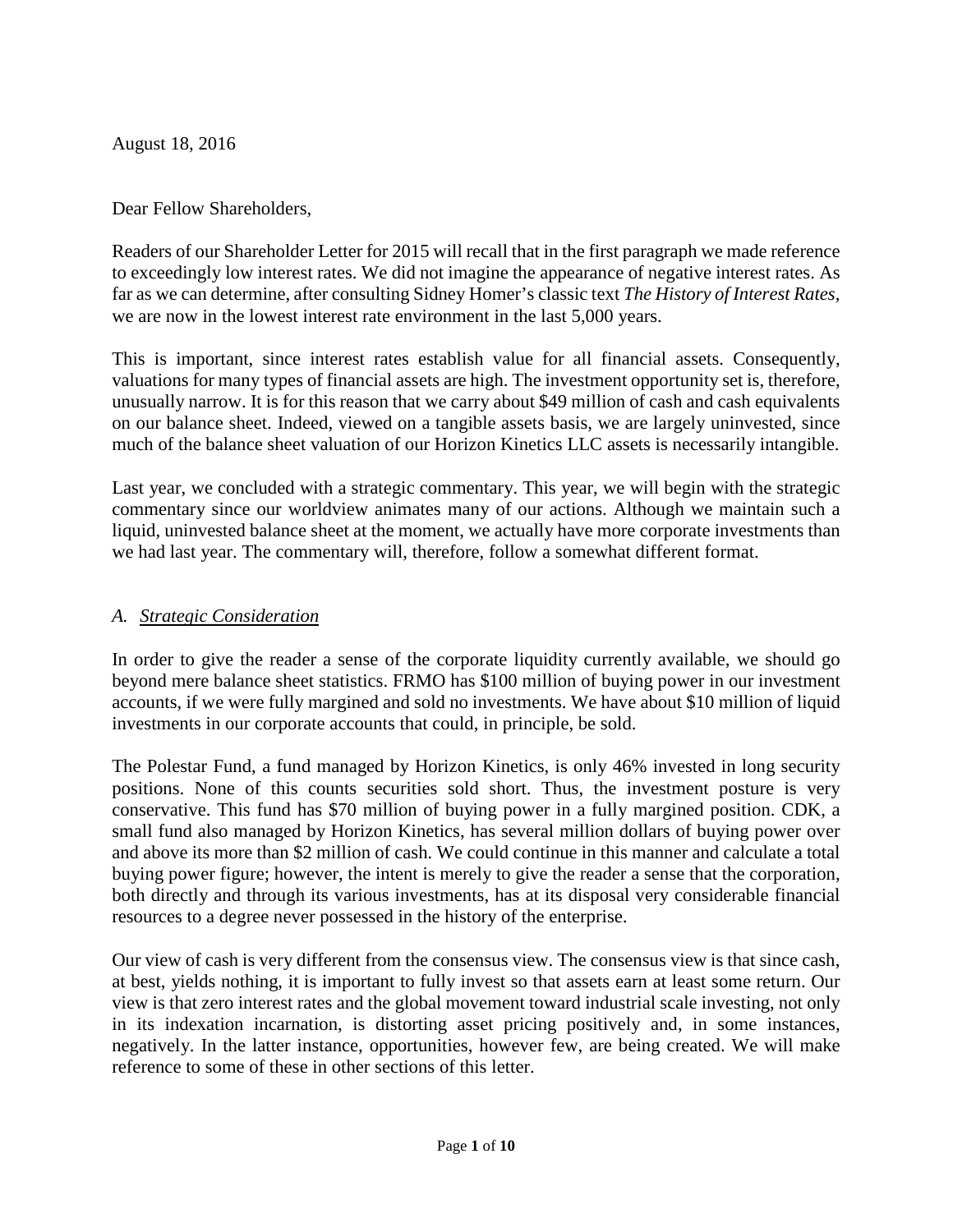August 18, 2016

Dear Fellow Shareholders,

Readers of our Shareholder Letter for 2015 will recall that in the first paragraph we made reference to exceedingly low interest rates. We did not imagine the appearance of negative interest rates. As far as we can determine, after consulting Sidney Homer's classic text *The History of Interest Rates*, we are now in the lowest interest rate environment in the last 5,000 years.

This is important, since interest rates establish value for all financial assets. Consequently, valuations for many types of financial assets are high. The investment opportunity set is, therefore, unusually narrow. It is for this reason that we carry about $49 million of cash and cash equivalents on our balance sheet. Indeed, viewed on a tangible assets basis, we are largely uninvested, since much of the balance sheet valuation of our Horizon Kinetics LLC assets is necessarily intangible.

Last year, we concluded with a strategic commentary. This year, we will begin with the strategic commentary since our worldview animates many of our actions. Although we maintain such a liquid, uninvested balance sheet at the moment, we actually have more corporate investments than we had last year. The commentary will, therefore, follow a somewhat different format.

## *A. Strategic Consideration*

In order to give the reader a sense of the corporate liquidity currently available, we should go beyond mere balance sheet statistics. FRMO has $100 million of buying power in our investment accounts, if we were fully margined and sold no investments. We have about $10 million of liquid investments in our corporate accounts that could, in principle, be sold.

The Polestar Fund, a fund managed by Horizon Kinetics, is only 46% invested in long security positions. None of this counts securities sold short. Thus, the investment posture is very conservative. This fund has $70 million of buying power in a fully margined position. CDK, a small fund also managed by Horizon Kinetics, has several million dollars of buying power over and above its more than $2 million of cash. We could continue in this manner and calculate a total buying power figure; however, the intent is merely to give the reader a sense that the corporation, both directly and through its various investments, has at its disposal very considerable financial resources to a degree never possessed in the history of the enterprise.

Our view of cash is very different from the consensus view. The consensus view is that since cash, at best, yields nothing, it is important to fully invest so that assets earn at least some return. Our view is that zero interest rates and the global movement toward industrial scale investing, not only in its indexation incarnation, is distorting asset pricing positively and, in some instances, negatively. In the latter instance, opportunities, however few, are being created. We will make reference to some of these in other sections of this letter.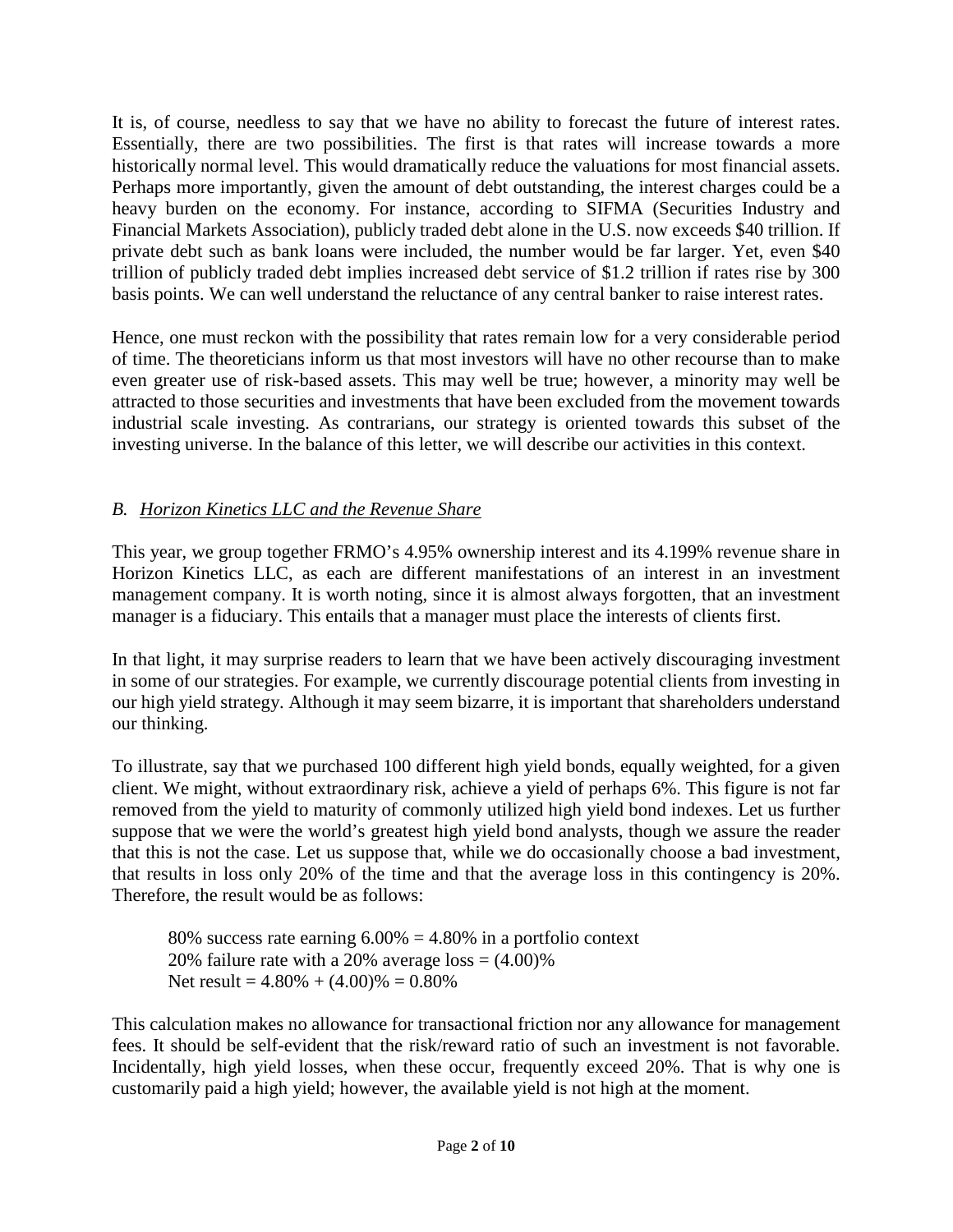It is, of course, needless to say that we have no ability to forecast the future of interest rates. Essentially, there are two possibilities. The first is that rates will increase towards a more historically normal level. This would dramatically reduce the valuations for most financial assets. Perhaps more importantly, given the amount of debt outstanding, the interest charges could be a heavy burden on the economy. For instance, according to SIFMA (Securities Industry and Financial Markets Association), publicly traded debt alone in the U.S. now exceeds $40 trillion. If private debt such as bank loans were included, the number would be far larger. Yet, even $40 trillion of publicly traded debt implies increased debt service of $1.2 trillion if rates rise by 300 basis points. We can well understand the reluctance of any central banker to raise interest rates.

Hence, one must reckon with the possibility that rates remain low for a very considerable period of time. The theoreticians inform us that most investors will have no other recourse than to make even greater use of risk-based assets. This may well be true; however, a minority may well be attracted to those securities and investments that have been excluded from the movement towards industrial scale investing. As contrarians, our strategy is oriented towards this subset of the investing universe. In the balance of this letter, we will describe our activities in this context.

## *B. Horizon Kinetics LLC and the Revenue Share*

This year, we group together FRMO's 4.95% ownership interest and its 4.199% revenue share in Horizon Kinetics LLC, as each are different manifestations of an interest in an investment management company. It is worth noting, since it is almost always forgotten, that an investment manager is a fiduciary. This entails that a manager must place the interests of clients first.

In that light, it may surprise readers to learn that we have been actively discouraging investment in some of our strategies. For example, we currently discourage potential clients from investing in our high yield strategy. Although it may seem bizarre, it is important that shareholders understand our thinking.

To illustrate, say that we purchased 100 different high yield bonds, equally weighted, for a given client. We might, without extraordinary risk, achieve a yield of perhaps 6%. This figure is not far removed from the yield to maturity of commonly utilized high yield bond indexes. Let us further suppose that we were the world's greatest high yield bond analysts, though we assure the reader that this is not the case. Let us suppose that, while we do occasionally choose a bad investment, that results in loss only 20% of the time and that the average loss in this contingency is 20%. Therefore, the result would be as follows:

> 80% success rate earning 6.00% = 4.80% in a portfolio context
> 20% failure rate with a 20% average loss = (4.00)%
> Net result = 4.80% + (4.00)% = 0.80%

This calculation makes no allowance for transactional friction nor any allowance for management fees. It should be self-evident that the risk/reward ratio of such an investment is not favorable. Incidentally, high yield losses, when these occur, frequently exceed 20%. That is why one is customarily paid a high yield; however, the available yield is not high at the moment.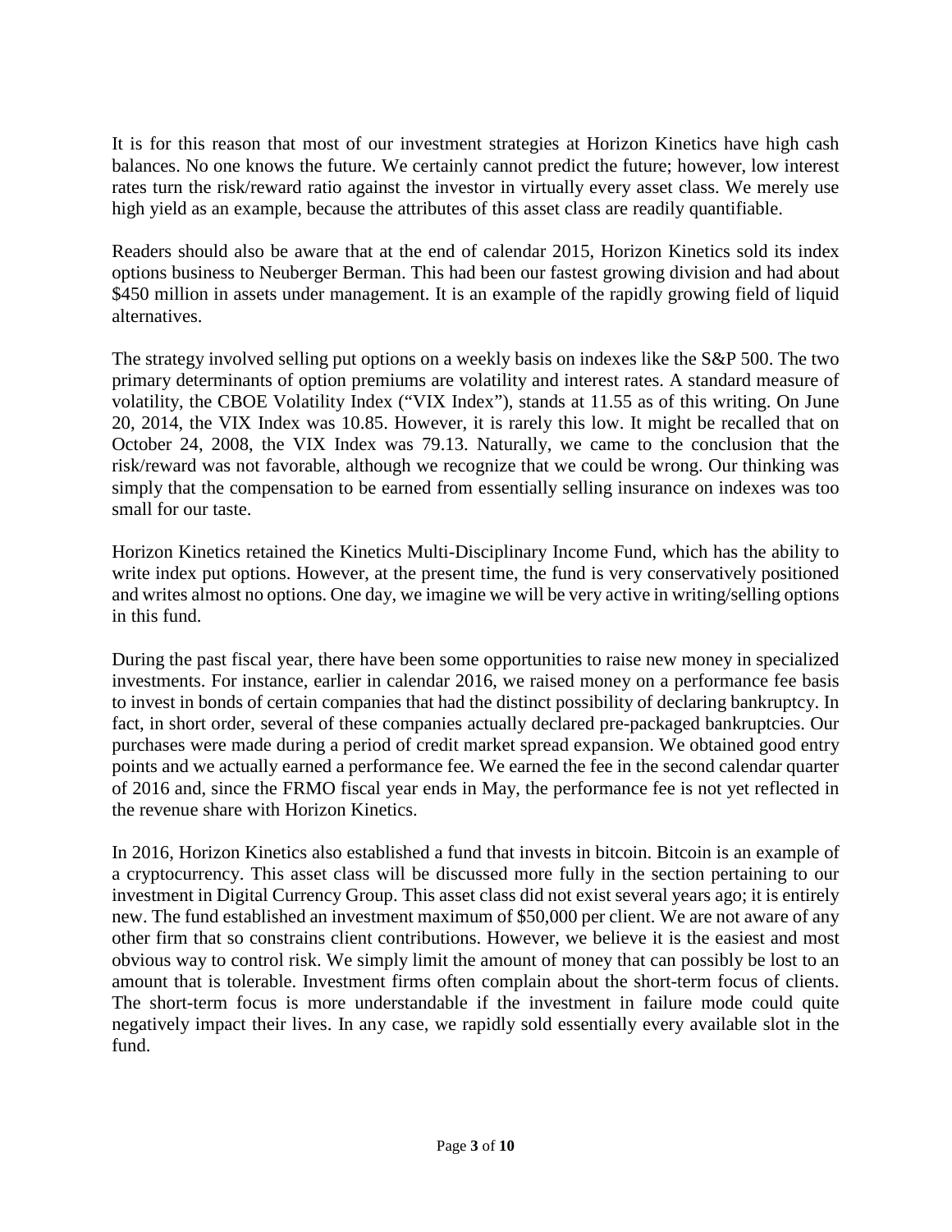It is for this reason that most of our investment strategies at Horizon Kinetics have high cash balances. No one knows the future. We certainly cannot predict the future; however, low interest rates turn the risk/reward ratio against the investor in virtually every asset class. We merely use high yield as an example, because the attributes of this asset class are readily quantifiable.

Readers should also be aware that at the end of calendar 2015, Horizon Kinetics sold its index options business to Neuberger Berman. This had been our fastest growing division and had about $450 million in assets under management. It is an example of the rapidly growing field of liquid alternatives.

The strategy involved selling put options on a weekly basis on indexes like the S&P 500. The two primary determinants of option premiums are volatility and interest rates. A standard measure of volatility, the CBOE Volatility Index ("VIX Index"), stands at 11.55 as of this writing. On June 20, 2014, the VIX Index was 10.85. However, it is rarely this low. It might be recalled that on October 24, 2008, the VIX Index was 79.13. Naturally, we came to the conclusion that the risk/reward was not favorable, although we recognize that we could be wrong. Our thinking was simply that the compensation to be earned from essentially selling insurance on indexes was too small for our taste.

Horizon Kinetics retained the Kinetics Multi-Disciplinary Income Fund, which has the ability to write index put options. However, at the present time, the fund is very conservatively positioned and writes almost no options. One day, we imagine we will be very active in writing/selling options in this fund.

During the past fiscal year, there have been some opportunities to raise new money in specialized investments. For instance, earlier in calendar 2016, we raised money on a performance fee basis to invest in bonds of certain companies that had the distinct possibility of declaring bankruptcy. In fact, in short order, several of these companies actually declared pre-packaged bankruptcies. Our purchases were made during a period of credit market spread expansion. We obtained good entry points and we actually earned a performance fee. We earned the fee in the second calendar quarter of 2016 and, since the FRMO fiscal year ends in May, the performance fee is not yet reflected in the revenue share with Horizon Kinetics.

In 2016, Horizon Kinetics also established a fund that invests in bitcoin. Bitcoin is an example of a cryptocurrency. This asset class will be discussed more fully in the section pertaining to our investment in Digital Currency Group. This asset class did not exist several years ago; it is entirely new. The fund established an investment maximum of $50,000 per client. We are not aware of any other firm that so constrains client contributions. However, we believe it is the easiest and most obvious way to control risk. We simply limit the amount of money that can possibly be lost to an amount that is tolerable. Investment firms often complain about the short-term focus of clients. The short-term focus is more understandable if the investment in failure mode could quite negatively impact their lives. In any case, we rapidly sold essentially every available slot in the fund.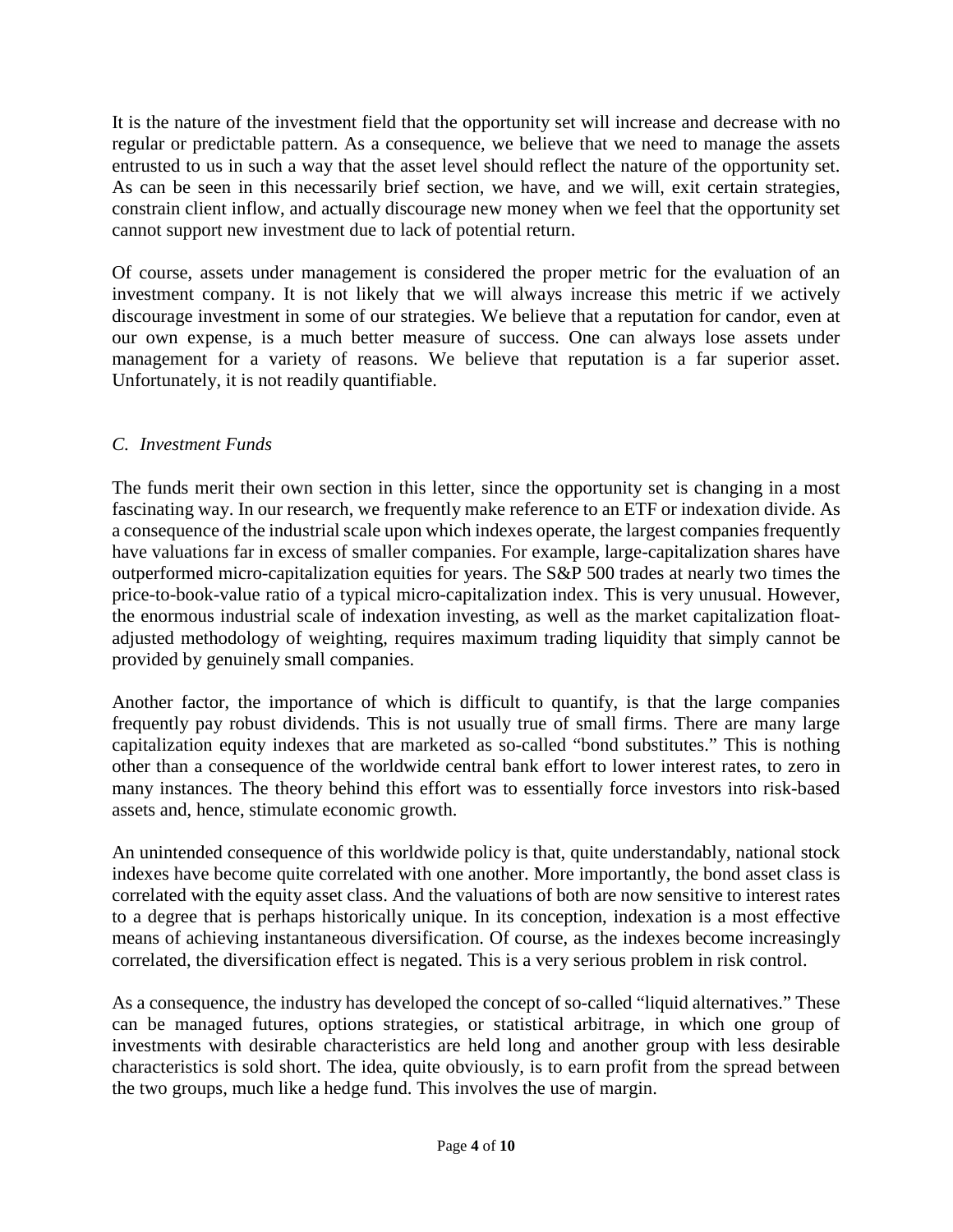It is the nature of the investment field that the opportunity set will increase and decrease with no regular or predictable pattern. As a consequence, we believe that we need to manage the assets entrusted to us in such a way that the asset level should reflect the nature of the opportunity set. As can be seen in this necessarily brief section, we have, and we will, exit certain strategies, constrain client inflow, and actually discourage new money when we feel that the opportunity set cannot support new investment due to lack of potential return.

Of course, assets under management is considered the proper metric for the evaluation of an investment company. It is not likely that we will always increase this metric if we actively discourage investment in some of our strategies. We believe that a reputation for candor, even at our own expense, is a much better measure of success. One can always lose assets under management for a variety of reasons. We believe that reputation is a far superior asset. Unfortunately, it is not readily quantifiable.

### *C. Investment Funds*

The funds merit their own section in this letter, since the opportunity set is changing in a most fascinating way. In our research, we frequently make reference to an ETF or indexation divide. As a consequence of the industrial scale upon which indexes operate, the largest companies frequently have valuations far in excess of smaller companies. For example, large-capitalization shares have outperformed micro-capitalization equities for years. The S&P 500 trades at nearly two times the price-to-book-value ratio of a typical micro-capitalization index. This is very unusual. However, the enormous industrial scale of indexation investing, as well as the market capitalization float-adjusted methodology of weighting, requires maximum trading liquidity that simply cannot be provided by genuinely small companies.

Another factor, the importance of which is difficult to quantify, is that the large companies frequently pay robust dividends. This is not usually true of small firms. There are many large capitalization equity indexes that are marketed as so-called "bond substitutes." This is nothing other than a consequence of the worldwide central bank effort to lower interest rates, to zero in many instances. The theory behind this effort was to essentially force investors into risk-based assets and, hence, stimulate economic growth.

An unintended consequence of this worldwide policy is that, quite understandably, national stock indexes have become quite correlated with one another. More importantly, the bond asset class is correlated with the equity asset class. And the valuations of both are now sensitive to interest rates to a degree that is perhaps historically unique. In its conception, indexation is a most effective means of achieving instantaneous diversification. Of course, as the indexes become increasingly correlated, the diversification effect is negated. This is a very serious problem in risk control.

As a consequence, the industry has developed the concept of so-called "liquid alternatives." These can be managed futures, options strategies, or statistical arbitrage, in which one group of investments with desirable characteristics are held long and another group with less desirable characteristics is sold short. The idea, quite obviously, is to earn profit from the spread between the two groups, much like a hedge fund. This involves the use of margin.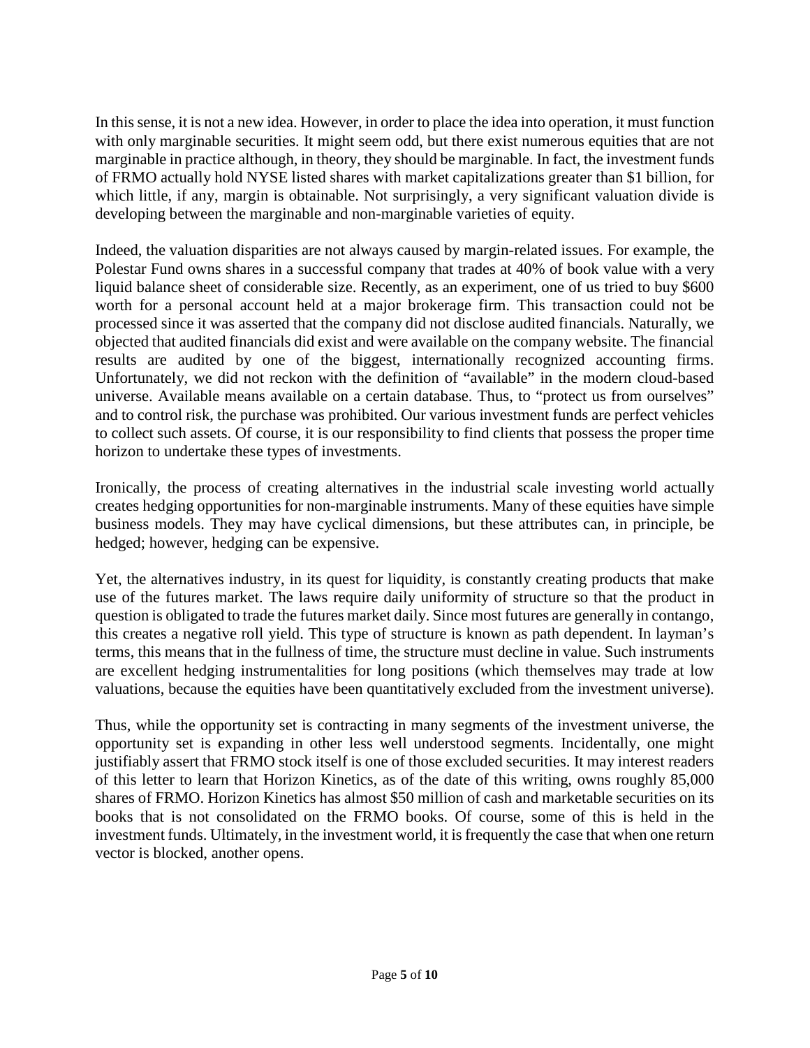In this sense, it is not a new idea. However, in order to place the idea into operation, it must function with only marginable securities. It might seem odd, but there exist numerous equities that are not marginable in practice although, in theory, they should be marginable. In fact, the investment funds of FRMO actually hold NYSE listed shares with market capitalizations greater than $1 billion, for which little, if any, margin is obtainable. Not surprisingly, a very significant valuation divide is developing between the marginable and non-marginable varieties of equity.

Indeed, the valuation disparities are not always caused by margin-related issues. For example, the Polestar Fund owns shares in a successful company that trades at 40% of book value with a very liquid balance sheet of considerable size. Recently, as an experiment, one of us tried to buy $600 worth for a personal account held at a major brokerage firm. This transaction could not be processed since it was asserted that the company did not disclose audited financials. Naturally, we objected that audited financials did exist and were available on the company website. The financial results are audited by one of the biggest, internationally recognized accounting firms. Unfortunately, we did not reckon with the definition of "available" in the modern cloud-based universe. Available means available on a certain database. Thus, to "protect us from ourselves" and to control risk, the purchase was prohibited. Our various investment funds are perfect vehicles to collect such assets. Of course, it is our responsibility to find clients that possess the proper time horizon to undertake these types of investments.

Ironically, the process of creating alternatives in the industrial scale investing world actually creates hedging opportunities for non-marginable instruments. Many of these equities have simple business models. They may have cyclical dimensions, but these attributes can, in principle, be hedged; however, hedging can be expensive.

Yet, the alternatives industry, in its quest for liquidity, is constantly creating products that make use of the futures market. The laws require daily uniformity of structure so that the product in question is obligated to trade the futures market daily. Since most futures are generally in contango, this creates a negative roll yield. This type of structure is known as path dependent. In layman's terms, this means that in the fullness of time, the structure must decline in value. Such instruments are excellent hedging instrumentalities for long positions (which themselves may trade at low valuations, because the equities have been quantitatively excluded from the investment universe).

Thus, while the opportunity set is contracting in many segments of the investment universe, the opportunity set is expanding in other less well understood segments. Incidentally, one might justifiably assert that FRMO stock itself is one of those excluded securities. It may interest readers of this letter to learn that Horizon Kinetics, as of the date of this writing, owns roughly 85,000 shares of FRMO. Horizon Kinetics has almost $50 million of cash and marketable securities on its books that is not consolidated on the FRMO books. Of course, some of this is held in the investment funds. Ultimately, in the investment world, it is frequently the case that when one return vector is blocked, another opens.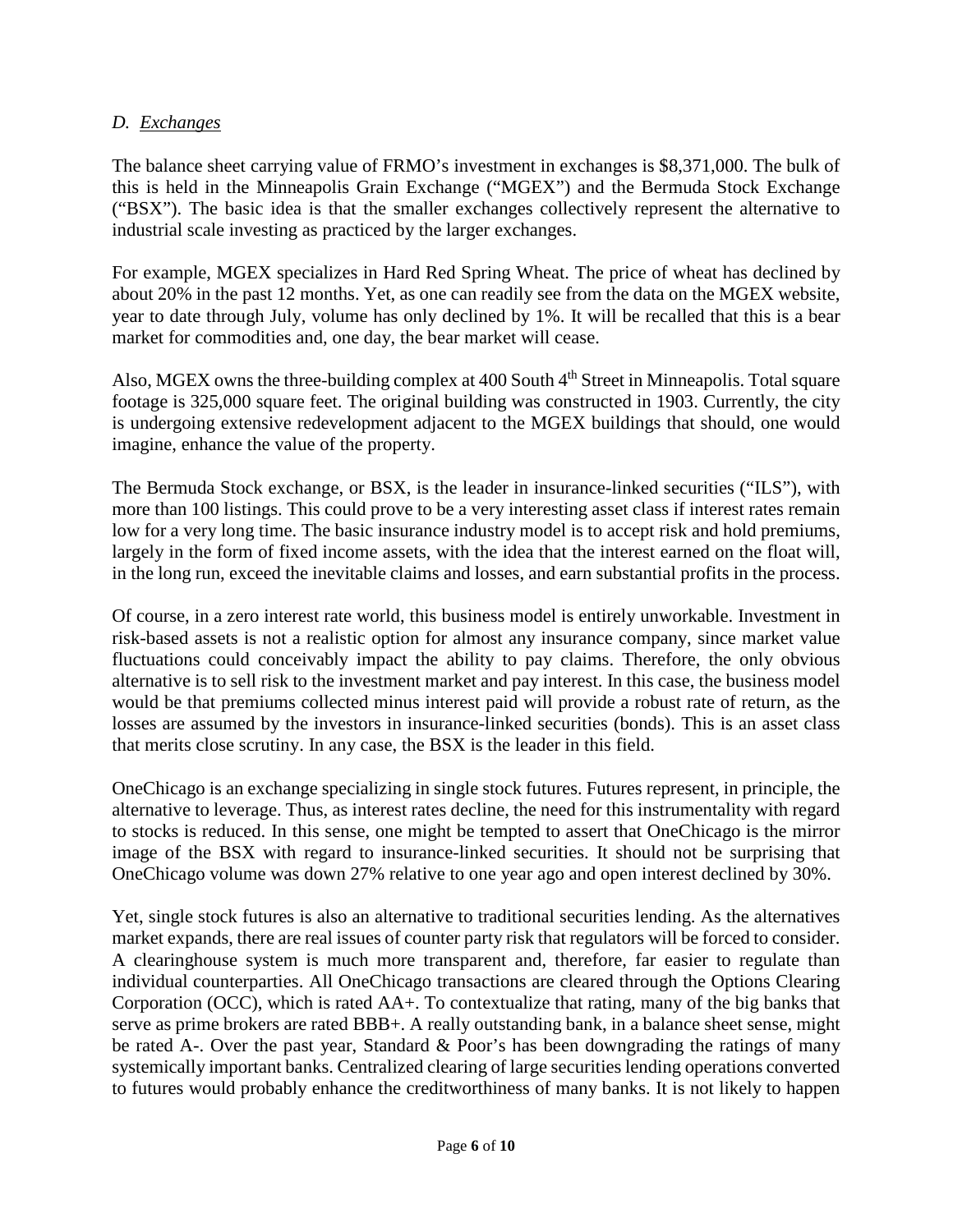*D. Exchanges*

The balance sheet carrying value of FRMO's investment in exchanges is $8,371,000. The bulk of this is held in the Minneapolis Grain Exchange ("MGEX") and the Bermuda Stock Exchange ("BSX"). The basic idea is that the smaller exchanges collectively represent the alternative to industrial scale investing as practiced by the larger exchanges.

For example, MGEX specializes in Hard Red Spring Wheat. The price of wheat has declined by about 20% in the past 12 months. Yet, as one can readily see from the data on the MGEX website, year to date through July, volume has only declined by 1%. It will be recalled that this is a bear market for commodities and, one day, the bear market will cease.

Also, MGEX owns the three-building complex at 400 South 4th Street in Minneapolis. Total square footage is 325,000 square feet. The original building was constructed in 1903. Currently, the city is undergoing extensive redevelopment adjacent to the MGEX buildings that should, one would imagine, enhance the value of the property.

The Bermuda Stock exchange, or BSX, is the leader in insurance-linked securities ("ILS"), with more than 100 listings. This could prove to be a very interesting asset class if interest rates remain low for a very long time. The basic insurance industry model is to accept risk and hold premiums, largely in the form of fixed income assets, with the idea that the interest earned on the float will, in the long run, exceed the inevitable claims and losses, and earn substantial profits in the process.

Of course, in a zero interest rate world, this business model is entirely unworkable. Investment in risk-based assets is not a realistic option for almost any insurance company, since market value fluctuations could conceivably impact the ability to pay claims. Therefore, the only obvious alternative is to sell risk to the investment market and pay interest. In this case, the business model would be that premiums collected minus interest paid will provide a robust rate of return, as the losses are assumed by the investors in insurance-linked securities (bonds). This is an asset class that merits close scrutiny. In any case, the BSX is the leader in this field.

OneChicago is an exchange specializing in single stock futures. Futures represent, in principle, the alternative to leverage. Thus, as interest rates decline, the need for this instrumentality with regard to stocks is reduced. In this sense, one might be tempted to assert that OneChicago is the mirror image of the BSX with regard to insurance-linked securities. It should not be surprising that OneChicago volume was down 27% relative to one year ago and open interest declined by 30%.

Yet, single stock futures is also an alternative to traditional securities lending. As the alternatives market expands, there are real issues of counter party risk that regulators will be forced to consider. A clearinghouse system is much more transparent and, therefore, far easier to regulate than individual counterparties. All OneChicago transactions are cleared through the Options Clearing Corporation (OCC), which is rated AA+. To contextualize that rating, many of the big banks that serve as prime brokers are rated BBB+. A really outstanding bank, in a balance sheet sense, might be rated A-. Over the past year, Standard & Poor's has been downgrading the ratings of many systemically important banks. Centralized clearing of large securities lending operations converted to futures would probably enhance the creditworthiness of many banks. It is not likely to happen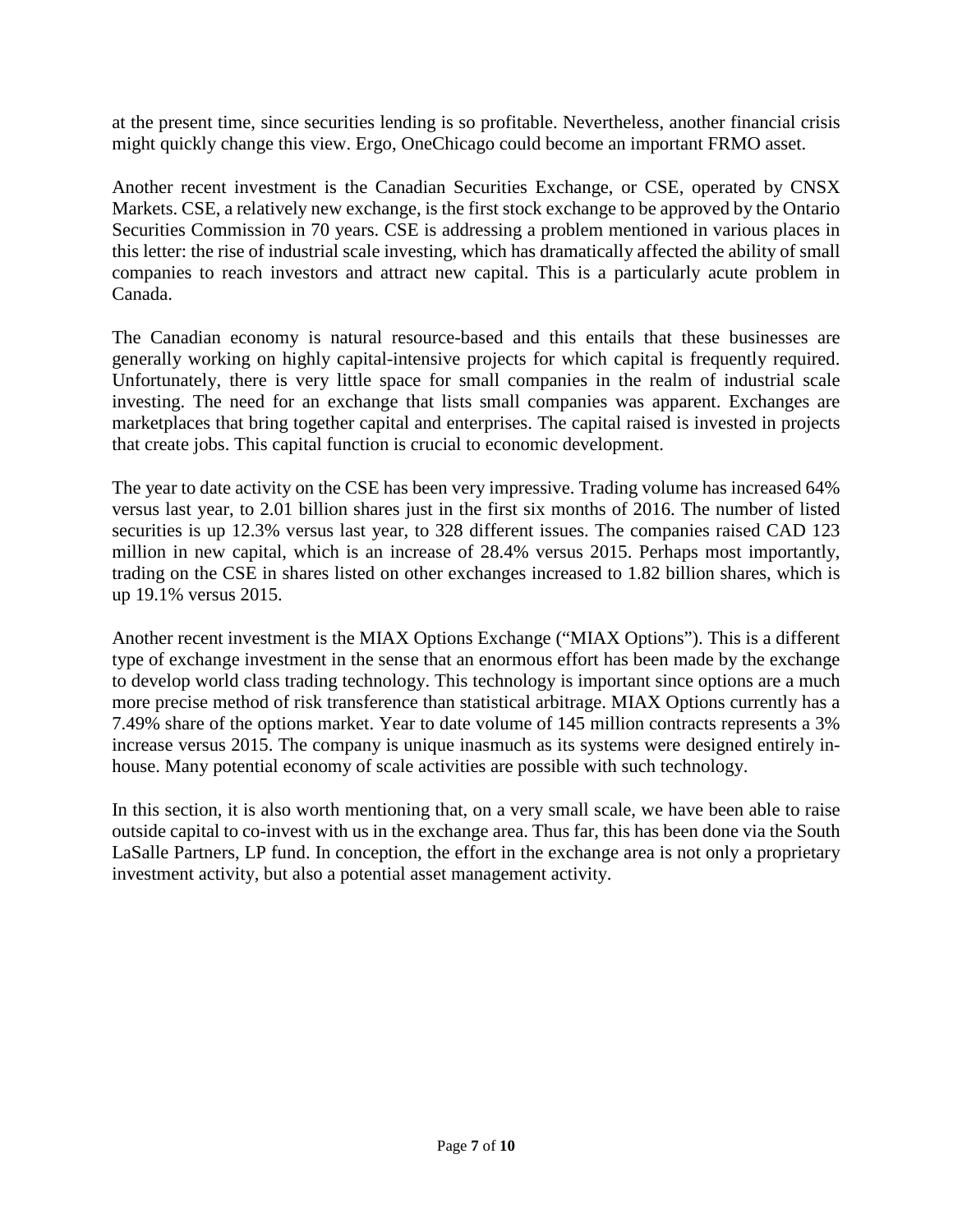at the present time, since securities lending is so profitable. Nevertheless, another financial crisis might quickly change this view. Ergo, OneChicago could become an important FRMO asset.

Another recent investment is the Canadian Securities Exchange, or CSE, operated by CNSX Markets. CSE, a relatively new exchange, is the first stock exchange to be approved by the Ontario Securities Commission in 70 years. CSE is addressing a problem mentioned in various places in this letter: the rise of industrial scale investing, which has dramatically affected the ability of small companies to reach investors and attract new capital. This is a particularly acute problem in Canada.

The Canadian economy is natural resource-based and this entails that these businesses are generally working on highly capital-intensive projects for which capital is frequently required. Unfortunately, there is very little space for small companies in the realm of industrial scale investing. The need for an exchange that lists small companies was apparent. Exchanges are marketplaces that bring together capital and enterprises. The capital raised is invested in projects that create jobs. This capital function is crucial to economic development.

The year to date activity on the CSE has been very impressive. Trading volume has increased 64% versus last year, to 2.01 billion shares just in the first six months of 2016. The number of listed securities is up 12.3% versus last year, to 328 different issues. The companies raised CAD 123 million in new capital, which is an increase of 28.4% versus 2015. Perhaps most importantly, trading on the CSE in shares listed on other exchanges increased to 1.82 billion shares, which is up 19.1% versus 2015.

Another recent investment is the MIAX Options Exchange ("MIAX Options"). This is a different type of exchange investment in the sense that an enormous effort has been made by the exchange to develop world class trading technology. This technology is important since options are a much more precise method of risk transference than statistical arbitrage. MIAX Options currently has a 7.49% share of the options market. Year to date volume of 145 million contracts represents a 3% increase versus 2015. The company is unique inasmuch as its systems were designed entirely in-house. Many potential economy of scale activities are possible with such technology.

In this section, it is also worth mentioning that, on a very small scale, we have been able to raise outside capital to co-invest with us in the exchange area. Thus far, this has been done via the South LaSalle Partners, LP fund. In conception, the effort in the exchange area is not only a proprietary investment activity, but also a potential asset management activity.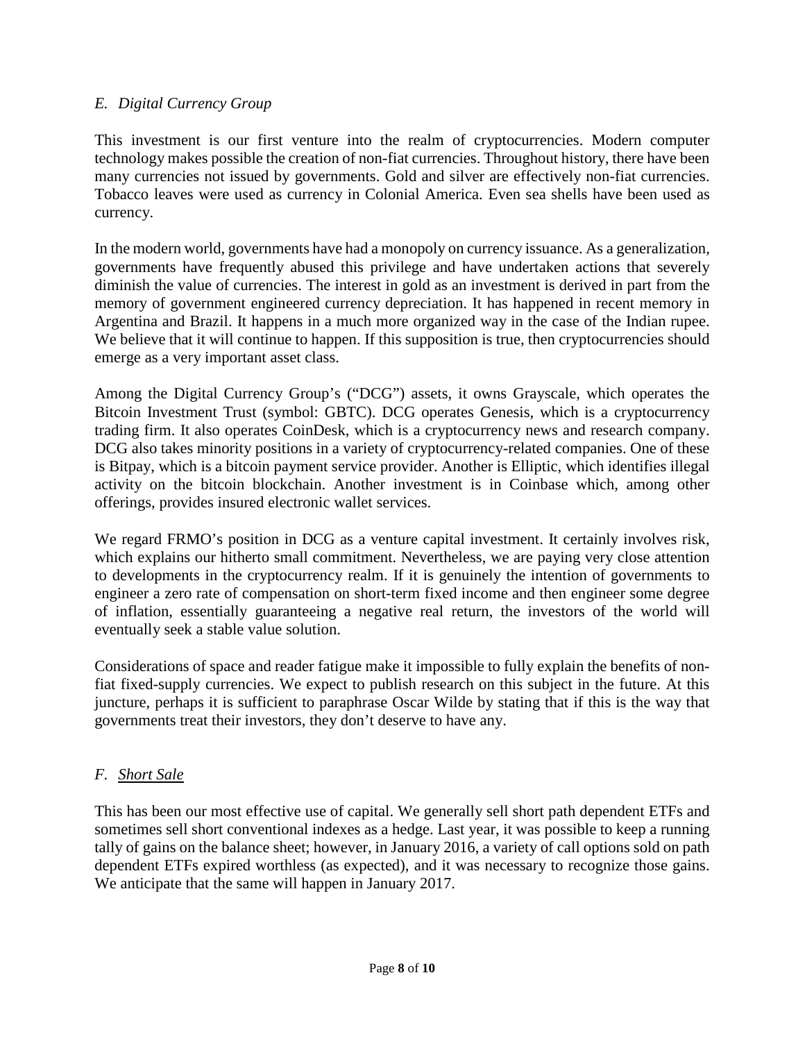### *E. Digital Currency Group*

This investment is our first venture into the realm of cryptocurrencies. Modern computer technology makes possible the creation of non-fiat currencies. Throughout history, there have been many currencies not issued by governments. Gold and silver are effectively non-fiat currencies. Tobacco leaves were used as currency in Colonial America. Even sea shells have been used as currency.

In the modern world, governments have had a monopoly on currency issuance. As a generalization, governments have frequently abused this privilege and have undertaken actions that severely diminish the value of currencies. The interest in gold as an investment is derived in part from the memory of government engineered currency depreciation. It has happened in recent memory in Argentina and Brazil. It happens in a much more organized way in the case of the Indian rupee. We believe that it will continue to happen. If this supposition is true, then cryptocurrencies should emerge as a very important asset class.

Among the Digital Currency Group's ("DCG") assets, it owns Grayscale, which operates the Bitcoin Investment Trust (symbol: GBTC). DCG operates Genesis, which is a cryptocurrency trading firm. It also operates CoinDesk, which is a cryptocurrency news and research company. DCG also takes minority positions in a variety of cryptocurrency-related companies. One of these is Bitpay, which is a bitcoin payment service provider. Another is Elliptic, which identifies illegal activity on the bitcoin blockchain. Another investment is in Coinbase which, among other offerings, provides insured electronic wallet services.

We regard FRMO's position in DCG as a venture capital investment. It certainly involves risk, which explains our hitherto small commitment. Nevertheless, we are paying very close attention to developments in the cryptocurrency realm. If it is genuinely the intention of governments to engineer a zero rate of compensation on short-term fixed income and then engineer some degree of inflation, essentially guaranteeing a negative real return, the investors of the world will eventually seek a stable value solution.

Considerations of space and reader fatigue make it impossible to fully explain the benefits of non-fiat fixed-supply currencies. We expect to publish research on this subject in the future. At this juncture, perhaps it is sufficient to paraphrase Oscar Wilde by stating that if this is the way that governments treat their investors, they don't deserve to have any.

### *F. <u>Short Sale</u>*

This has been our most effective use of capital. We generally sell short path dependent ETFs and sometimes sell short conventional indexes as a hedge. Last year, it was possible to keep a running tally of gains on the balance sheet; however, in January 2016, a variety of call options sold on path dependent ETFs expired worthless (as expected), and it was necessary to recognize those gains. We anticipate that the same will happen in January 2017.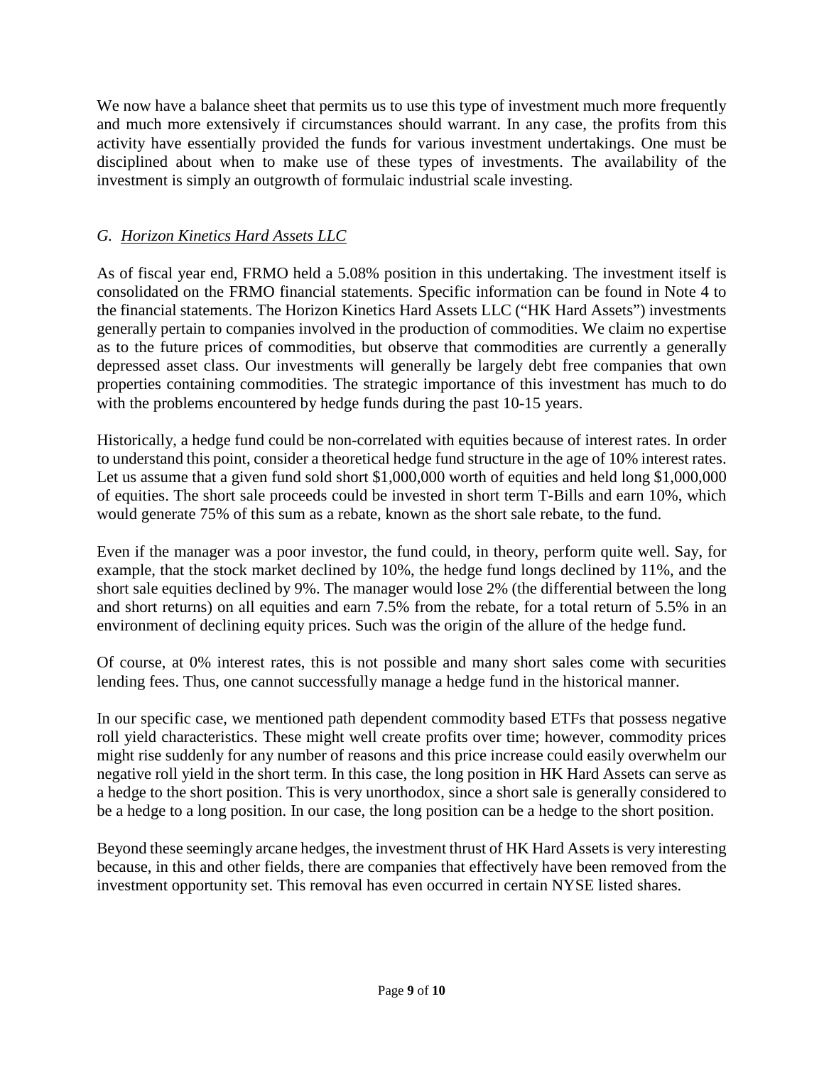We now have a balance sheet that permits us to use this type of investment much more frequently and much more extensively if circumstances should warrant. In any case, the profits from this activity have essentially provided the funds for various investment undertakings. One must be disciplined about when to make use of these types of investments. The availability of the investment is simply an outgrowth of formulaic industrial scale investing.

### *G. Horizon Kinetics Hard Assets LLC*

As of fiscal year end, FRMO held a 5.08% position in this undertaking. The investment itself is consolidated on the FRMO financial statements. Specific information can be found in Note 4 to the financial statements. The Horizon Kinetics Hard Assets LLC ("HK Hard Assets") investments generally pertain to companies involved in the production of commodities. We claim no expertise as to the future prices of commodities, but observe that commodities are currently a generally depressed asset class. Our investments will generally be largely debt free companies that own properties containing commodities. The strategic importance of this investment has much to do with the problems encountered by hedge funds during the past 10-15 years.

Historically, a hedge fund could be non-correlated with equities because of interest rates. In order to understand this point, consider a theoretical hedge fund structure in the age of 10% interest rates. Let us assume that a given fund sold short $1,000,000 worth of equities and held long $1,000,000 of equities. The short sale proceeds could be invested in short term T-Bills and earn 10%, which would generate 75% of this sum as a rebate, known as the short sale rebate, to the fund.

Even if the manager was a poor investor, the fund could, in theory, perform quite well. Say, for example, that the stock market declined by 10%, the hedge fund longs declined by 11%, and the short sale equities declined by 9%. The manager would lose 2% (the differential between the long and short returns) on all equities and earn 7.5% from the rebate, for a total return of 5.5% in an environment of declining equity prices. Such was the origin of the allure of the hedge fund.

Of course, at 0% interest rates, this is not possible and many short sales come with securities lending fees. Thus, one cannot successfully manage a hedge fund in the historical manner.

In our specific case, we mentioned path dependent commodity based ETFs that possess negative roll yield characteristics. These might well create profits over time; however, commodity prices might rise suddenly for any number of reasons and this price increase could easily overwhelm our negative roll yield in the short term. In this case, the long position in HK Hard Assets can serve as a hedge to the short position. This is very unorthodox, since a short sale is generally considered to be a hedge to a long position. In our case, the long position can be a hedge to the short position.

Beyond these seemingly arcane hedges, the investment thrust of HK Hard Assets is very interesting because, in this and other fields, there are companies that effectively have been removed from the investment opportunity set. This removal has even occurred in certain NYSE listed shares.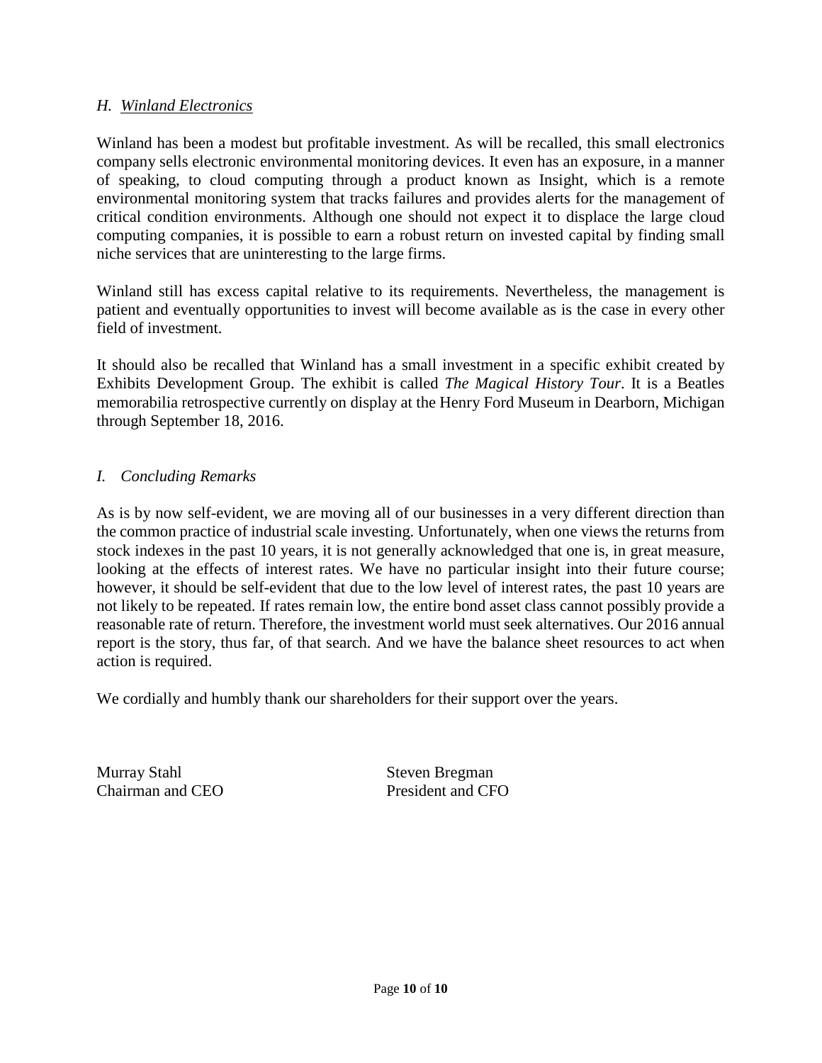### *H. Winland Electronics*

Winland has been a modest but profitable investment. As will be recalled, this small electronics company sells electronic environmental monitoring devices. It even has an exposure, in a manner of speaking, to cloud computing through a product known as Insight, which is a remote environmental monitoring system that tracks failures and provides alerts for the management of critical condition environments. Although one should not expect it to displace the large cloud computing companies, it is possible to earn a robust return on invested capital by finding small niche services that are uninteresting to the large firms.

Winland still has excess capital relative to its requirements. Nevertheless, the management is patient and eventually opportunities to invest will become available as is the case in every other field of investment.

It should also be recalled that Winland has a small investment in a specific exhibit created by Exhibits Development Group. The exhibit is called *The Magical History Tour*. It is a Beatles memorabilia retrospective currently on display at the Henry Ford Museum in Dearborn, Michigan through September 18, 2016.

### *I. Concluding Remarks*

As is by now self-evident, we are moving all of our businesses in a very different direction than the common practice of industrial scale investing. Unfortunately, when one views the returns from stock indexes in the past 10 years, it is not generally acknowledged that one is, in great measure, looking at the effects of interest rates. We have no particular insight into their future course; however, it should be self-evident that due to the low level of interest rates, the past 10 years are not likely to be repeated. If rates remain low, the entire bond asset class cannot possibly provide a reasonable rate of return. Therefore, the investment world must seek alternatives. Our 2016 annual report is the story, thus far, of that search. And we have the balance sheet resources to act when action is required.

We cordially and humbly thank our shareholders for their support over the years.

Murray Stahl
Chairman and CEO

Steven Bregman
President and CFO